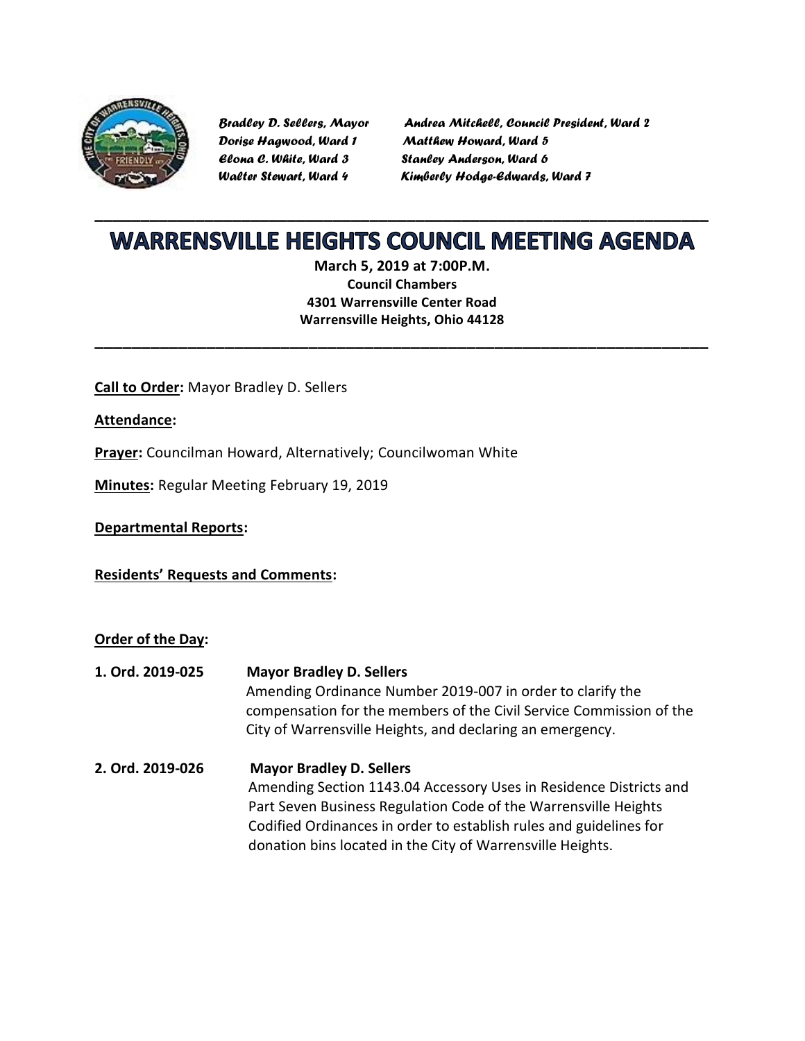*Bradley D. Sellers, Mayor*
*Dorise Hagwood, Ward 1*
*Elona C. White, Ward 3*
*Walter Stewart, Ward 4*
*Andrea Mitchell, Council President, Ward 2*
*Matthew Howard, Ward 5*
*Stanley Anderson, Ward 6*
*Kimberly Hodge-Edwards, Ward 7*

# WARRENSVILLE HEIGHTS COUNCIL MEETING AGENDA

**March 5, 2019 at 7:00P.M.**
**Council Chambers**
**4301 Warrensville Center Road**
**Warrensville Heights, Ohio 44128**

**Call to Order:** Mayor Bradley D. Sellers

**Attendance:**

**Prayer:** Councilman Howard, Alternatively; Councilwoman White

**Minutes:** Regular Meeting February 19, 2019

**Departmental Reports:**

**Residents' Requests and Comments:**

**Order of the Day:**

**1. Ord. 2019-025** **Mayor Bradley D. Sellers**
Amending Ordinance Number 2019-007 in order to clarify the compensation for the members of the Civil Service Commission of the City of Warrensville Heights, and declaring an emergency.

**2. Ord. 2019-026** **Mayor Bradley D. Sellers**
Amending Section 1143.04 Accessory Uses in Residence Districts and Part Seven Business Regulation Code of the Warrensville Heights Codified Ordinances in order to establish rules and guidelines for donation bins located in the City of Warrensville Heights.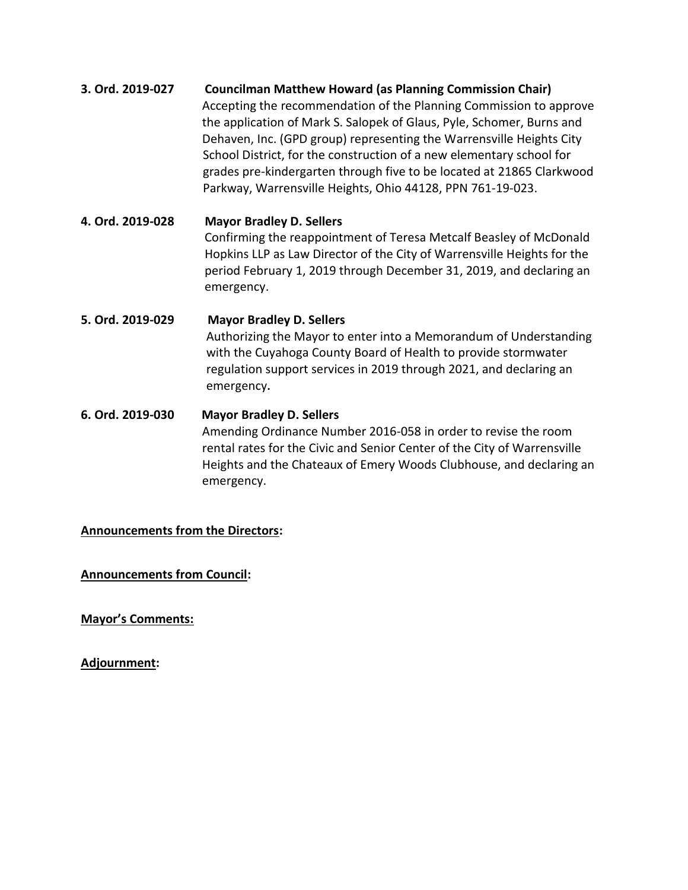**3. Ord. 2019-027** **Councilman Matthew Howard (as Planning Commission Chair)**
Accepting the recommendation of the Planning Commission to approve the application of Mark S. Salopek of Glaus, Pyle, Schomer, Burns and Dehaven, Inc. (GPD group) representing the Warrensville Heights City School District, for the construction of a new elementary school for grades pre-kindergarten through five to be located at 21865 Clarkwood Parkway, Warrensville Heights, Ohio 44128, PPN 761-19-023.

**4. Ord. 2019-028** **Mayor Bradley D. Sellers**
Confirming the reappointment of Teresa Metcalf Beasley of McDonald Hopkins LLP as Law Director of the City of Warrensville Heights for the period February 1, 2019 through December 31, 2019, and declaring an emergency.

**5. Ord. 2019-029** **Mayor Bradley D. Sellers**
Authorizing the Mayor to enter into a Memorandum of Understanding with the Cuyahoga County Board of Health to provide stormwater regulation support services in 2019 through 2021, and declaring an emergency.

**6. Ord. 2019-030** **Mayor Bradley D. Sellers**
Amending Ordinance Number 2016-058 in order to revise the room rental rates for the Civic and Senior Center of the City of Warrensville Heights and the Chateaux of Emery Woods Clubhouse, and declaring an emergency.

**Announcements from the Directors:**

**Announcements from Council:**

**Mayor's Comments:**

**Adjournment:**